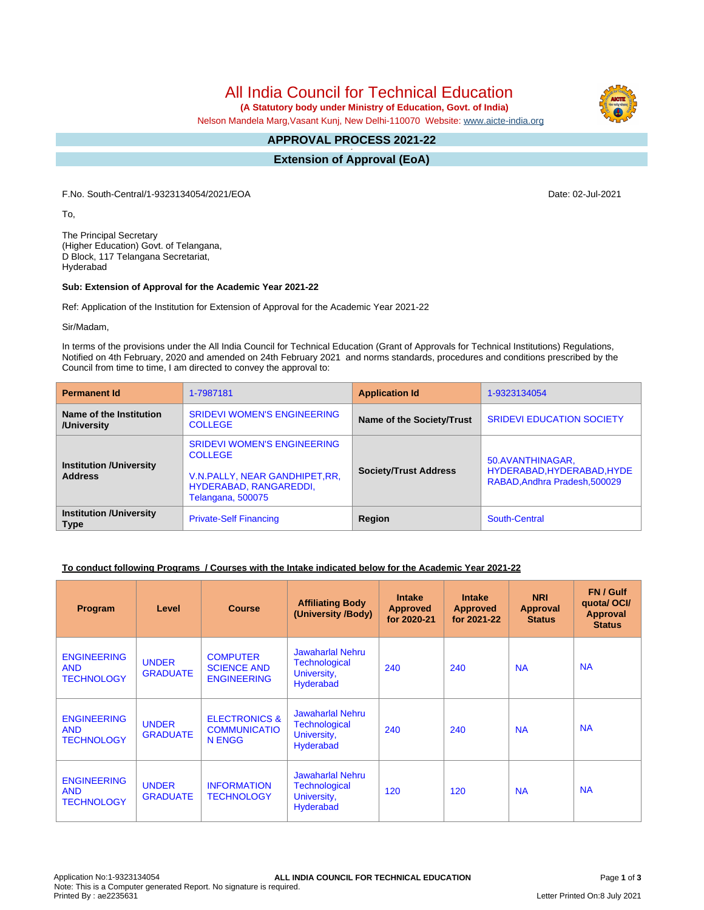# All India Council for Technical Education

**(A Statutory body under Ministry of Education, Govt. of India)**

Nelson Mandela Marg,Vasant Kunj, New Delhi-110070 Website: www.aicte-india.org

## APPROVAL PROCESS 2021-22

## Extension of Approval (EoA)

F.No. South-Central/1-9323134054/2021/EOA

Date: 02-Jul-2021

To,

The Principal Secretary
(Higher Education) Govt. of Telangana,
D Block, 117 Telangana Secretariat,
Hyderabad

**Sub: Extension of Approval for the Academic Year 2021-22**

Ref: Application of the Institution for Extension of Approval for the Academic Year 2021-22

Sir/Madam,

In terms of the provisions under the All India Council for Technical Education (Grant of Approvals for Technical Institutions) Regulations, Notified on 4th February, 2020 and amended on 24th February 2021 and norms standards, procedures and conditions prescribed by the Council from time to time, I am directed to convey the approval to:

| **Permanent Id** | 1-7987181 | **Application Id** | 1-9323134054 |
|---|---|---|---|
| **Name of the Institution /University** | SRIDEVI WOMEN'S ENGINEERING COLLEGE | **Name of the Society/Trust** | SRIDEVI EDUCATION SOCIETY |
| **Institution /University Address** | SRIDEVI WOMEN'S ENGINEERING COLLEGE<br><br>V.N.PALLY, NEAR GANDHIPET,RR, HYDERABAD, RANGAREDDI, Telangana, 500075 | **Society/Trust Address** | 50.AVANTHINAGAR, HYDERABAD,HYDERABAD,HYDERABAD,Andhra Pradesh,500029 |
| **Institution /University Type** | Private-Self Financing | **Region** | South-Central |

**To conduct following Programs / Courses with the Intake indicated below for the Academic Year 2021-22**

| Program | Level | Course | Affiliating Body (University /Body) | Intake Approved for 2020-21 | Intake Approved for 2021-22 | NRI Approval Status | FN / Gulf quota/ OCI/ Approval Status |
|---|---|---|---|---|---|---|---|
| ENGINEERING AND TECHNOLOGY | UNDER GRADUATE | COMPUTER SCIENCE AND ENGINEERING | Jawaharlal Nehru Technological University, Hyderabad | 240 | 240 | NA | NA |
| ENGINEERING AND TECHNOLOGY | UNDER GRADUATE | ELECTRONICS & COMMUNICATION ENGG | Jawaharlal Nehru Technological University, Hyderabad | 240 | 240 | NA | NA |
| ENGINEERING AND TECHNOLOGY | UNDER GRADUATE | INFORMATION TECHNOLOGY | Jawaharlal Nehru Technological University, Hyderabad | 120 | 120 | NA | NA |

Application No:1-9323134054

Note: This is a Computer generated Report. No signature is required.

Printed By : ae2235631

Letter Printed On:8 July 2021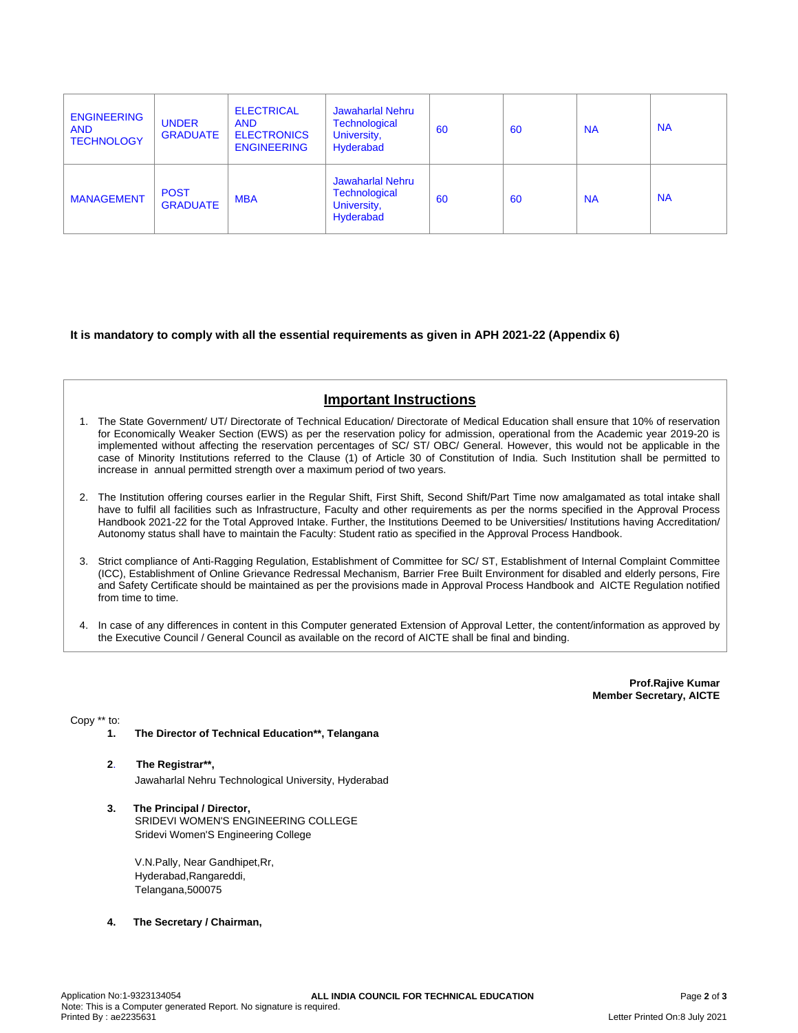| | | | | | | | |
|---|---|---|---|---|---|---|---|
| ENGINEERING AND TECHNOLOGY | UNDER GRADUATE | ELECTRICAL AND ELECTRONICS ENGINEERING | Jawaharlal Nehru Technological University, Hyderabad | 60 | 60 | NA | NA |
| MANAGEMENT | POST GRADUATE | MBA | Jawaharlal Nehru Technological University, Hyderabad | 60 | 60 | NA | NA |

**It is mandatory to comply with all the essential requirements as given in APH 2021-22 (Appendix 6)**

## Important Instructions

1. The State Government/ UT/ Directorate of Technical Education/ Directorate of Medical Education shall ensure that 10% of reservation for Economically Weaker Section (EWS) as per the reservation policy for admission, operational from the Academic year 2019-20 is implemented without affecting the reservation percentages of SC/ ST/ OBC/ General. However, this would not be applicable in the case of Minority Institutions referred to the Clause (1) of Article 30 of Constitution of India. Such Institution shall be permitted to increase in annual permitted strength over a maximum period of two years.

2. The Institution offering courses earlier in the Regular Shift, First Shift, Second Shift/Part Time now amalgamated as total intake shall have to fulfil all facilities such as Infrastructure, Faculty and other requirements as per the norms specified in the Approval Process Handbook 2021-22 for the Total Approved Intake. Further, the Institutions Deemed to be Universities/ Institutions having Accreditation/ Autonomy status shall have to maintain the Faculty: Student ratio as specified in the Approval Process Handbook.

3. Strict compliance of Anti-Ragging Regulation, Establishment of Committee for SC/ ST, Establishment of Internal Complaint Committee (ICC), Establishment of Online Grievance Redressal Mechanism, Barrier Free Built Environment for disabled and elderly persons, Fire and Safety Certificate should be maintained as per the provisions made in Approval Process Handbook and AICTE Regulation notified from time to time.

4. In case of any differences in content in this Computer generated Extension of Approval Letter, the content/information as approved by the Executive Council / General Council as available on the record of AICTE shall be final and binding.

**Prof.Rajive Kumar**
**Member Secretary, AICTE**

Copy ** to:

1. **The Director of Technical Education**, Telangana**

2. **The Registrar**,**
   Jawaharlal Nehru Technological University, Hyderabad

3. **The Principal / Director,**
   SRIDEVI WOMEN'S ENGINEERING COLLEGE
   Sridevi Women'S Engineering College

   V.N.Pally, Near Gandhipet,Rr,
   Hyderabad,Rangareddi,
   Telangana,500075

4. **The Secretary / Chairman,**

Application No:1-9323134054
Note: This is a Computer generated Report. No signature is required.
Printed By : ae2235631
Letter Printed On:8 July 2021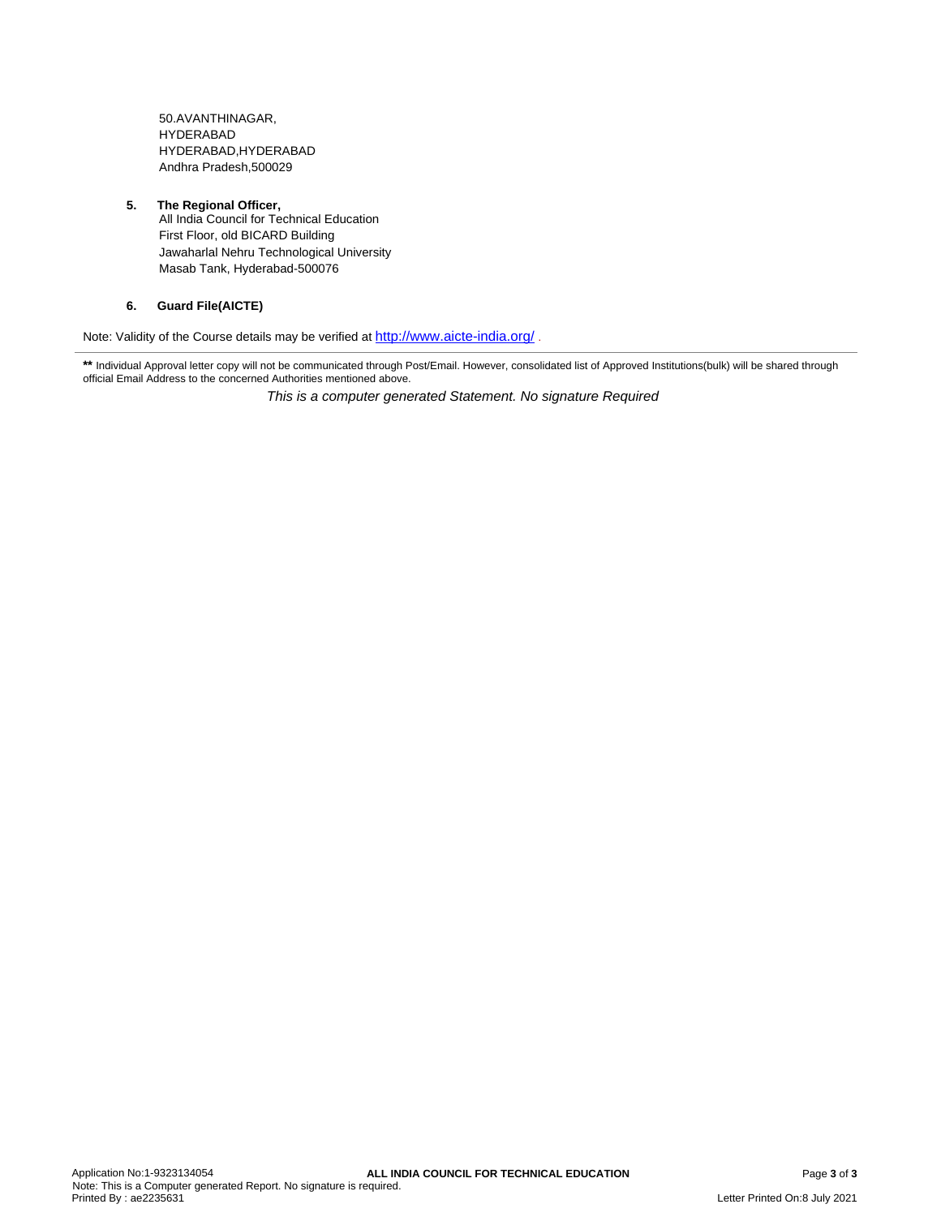50.AVANTHINAGAR,
HYDERABAD
HYDERABAD,HYDERABAD
Andhra Pradesh,500029

5. **The Regional Officer,**
   All India Council for Technical Education
   First Floor, old BICARD Building
   Jawaharlal Nehru Technological University
   Masab Tank, Hyderabad-500076

6. **Guard File(AICTE)**

Note: Validity of the Course details may be verified at http://www.aicte-india.org/ .

---

**\*\*** Individual Approval letter copy will not be communicated through Post/Email. However, consolidated list of Approved Institutions(bulk) will be shared through official Email Address to the concerned Authorities mentioned above.

*This is a computer generated Statement. No signature Required*

Application No:1-9323134054
Note: This is a Computer generated Report. No signature is required.
Printed By : ae2235631

Letter Printed On:8 July 2021